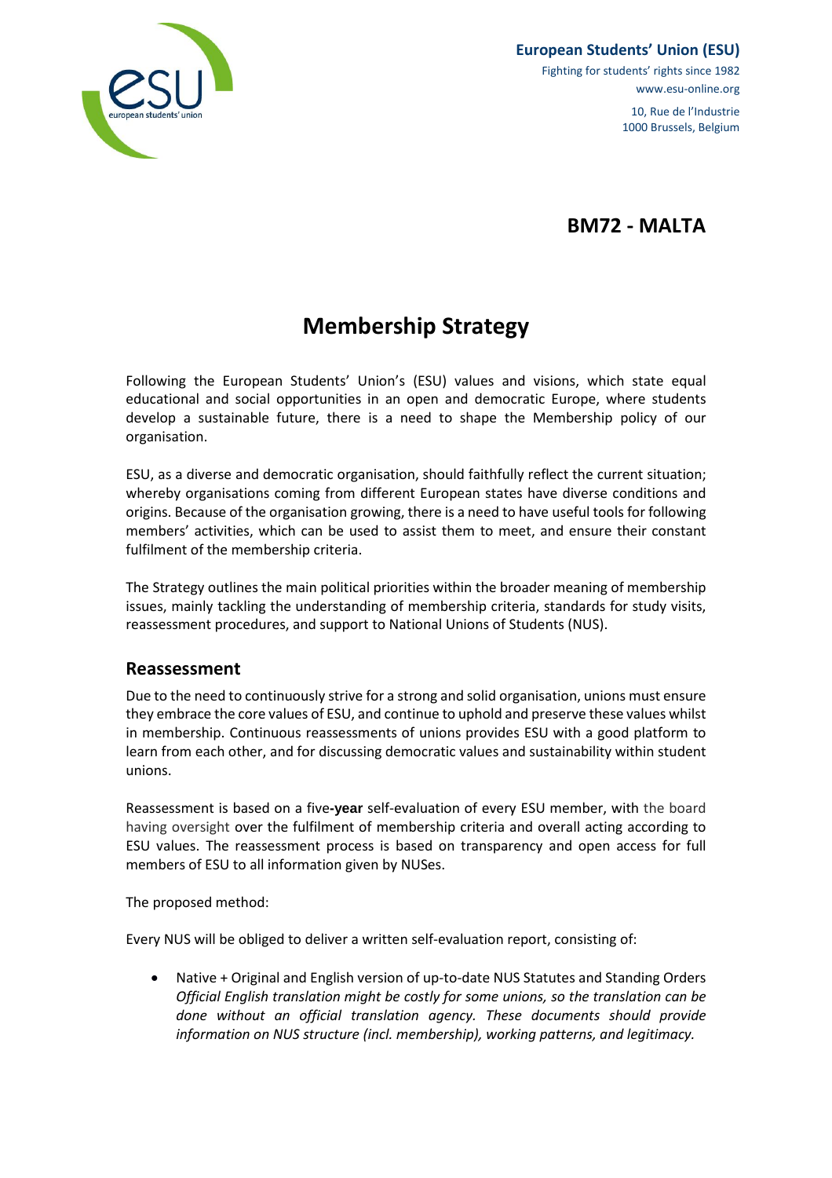European Students' Union (ESU)

Fighting for students' rights since 1982

www.esu-online.org

10, Rue de l'Industrie

1000 Brussels, Belgium

## BM72 - MALTA

# Membership Strategy

Following the European Students' Union's (ESU) values and visions, which state equal educational and social opportunities in an open and democratic Europe, where students develop a sustainable future, there is a need to shape the Membership policy of our organisation.

ESU, as a diverse and democratic organisation, should faithfully reflect the current situation; whereby organisations coming from different European states have diverse conditions and origins. Because of the organisation growing, there is a need to have useful tools for following members' activities, which can be used to assist them to meet, and ensure their constant fulfilment of the membership criteria.

The Strategy outlines the main political priorities within the broader meaning of membership issues, mainly tackling the understanding of membership criteria, standards for study visits, reassessment procedures, and support to National Unions of Students (NUS).

## Reassessment

Due to the need to continuously strive for a strong and solid organisation, unions must ensure they embrace the core values of ESU, and continue to uphold and preserve these values whilst in membership. Continuous reassessments of unions provides ESU with a good platform to learn from each other, and for discussing democratic values and sustainability within student unions.

Reassessment is based on a five**-year** self-evaluation of every ESU member, with the board having oversight over the fulfilment of membership criteria and overall acting according to ESU values. The reassessment process is based on transparency and open access for full members of ESU to all information given by NUSes.

The proposed method:

Every NUS will be obliged to deliver a written self-evaluation report, consisting of:

- Native + Original and English version of up-to-date NUS Statutes and Standing Orders *Official English translation might be costly for some unions, so the translation can be done without an official translation agency. These documents should provide information on NUS structure (incl. membership), working patterns, and legitimacy.*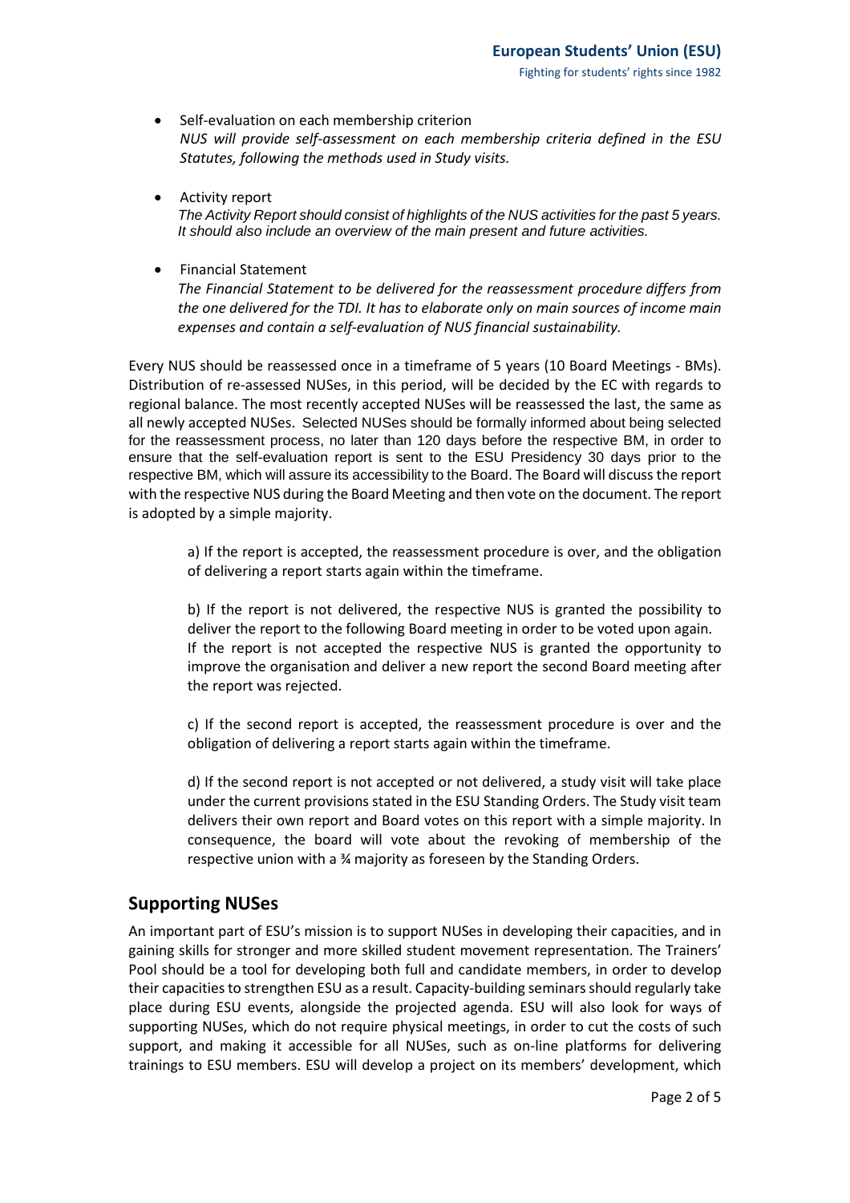- Self-evaluation on each membership criterion
  *NUS will provide self-assessment on each membership criteria defined in the ESU Statutes, following the methods used in Study visits.*

- Activity report
  *The Activity Report should consist of highlights of the NUS activities for the past 5 years. It should also include an overview of the main present and future activities.*

- Financial Statement
  *The Financial Statement to be delivered for the reassessment procedure differs from the one delivered for the TDI. It has to elaborate only on main sources of income main expenses and contain a self-evaluation of NUS financial sustainability.*

Every NUS should be reassessed once in a timeframe of 5 years (10 Board Meetings - BMs). Distribution of re-assessed NUSes, in this period, will be decided by the EC with regards to regional balance. The most recently accepted NUSes will be reassessed the last, the same as all newly accepted NUSes. Selected NUSes should be formally informed about being selected for the reassessment process, no later than 120 days before the respective BM, in order to ensure that the self-evaluation report is sent to the ESU Presidency 30 days prior to the respective BM, which will assure its accessibility to the Board. The Board will discuss the report with the respective NUS during the Board Meeting and then vote on the document. The report is adopted by a simple majority.

> a) If the report is accepted, the reassessment procedure is over, and the obligation of delivering a report starts again within the timeframe.
>
> b) If the report is not delivered, the respective NUS is granted the possibility to deliver the report to the following Board meeting in order to be voted upon again. If the report is not accepted the respective NUS is granted the opportunity to improve the organisation and deliver a new report the second Board meeting after the report was rejected.
>
> c) If the second report is accepted, the reassessment procedure is over and the obligation of delivering a report starts again within the timeframe.
>
> d) If the second report is not accepted or not delivered, a study visit will take place under the current provisions stated in the ESU Standing Orders. The Study visit team delivers their own report and Board votes on this report with a simple majority. In consequence, the board will vote about the revoking of membership of the respective union with a ¾ majority as foreseen by the Standing Orders.

## Supporting NUSes

An important part of ESU's mission is to support NUSes in developing their capacities, and in gaining skills for stronger and more skilled student movement representation. The Trainers' Pool should be a tool for developing both full and candidate members, in order to develop their capacities to strengthen ESU as a result. Capacity-building seminars should regularly take place during ESU events, alongside the projected agenda. ESU will also look for ways of supporting NUSes, which do not require physical meetings, in order to cut the costs of such support, and making it accessible for all NUSes, such as on-line platforms for delivering trainings to ESU members. ESU will develop a project on its members' development, which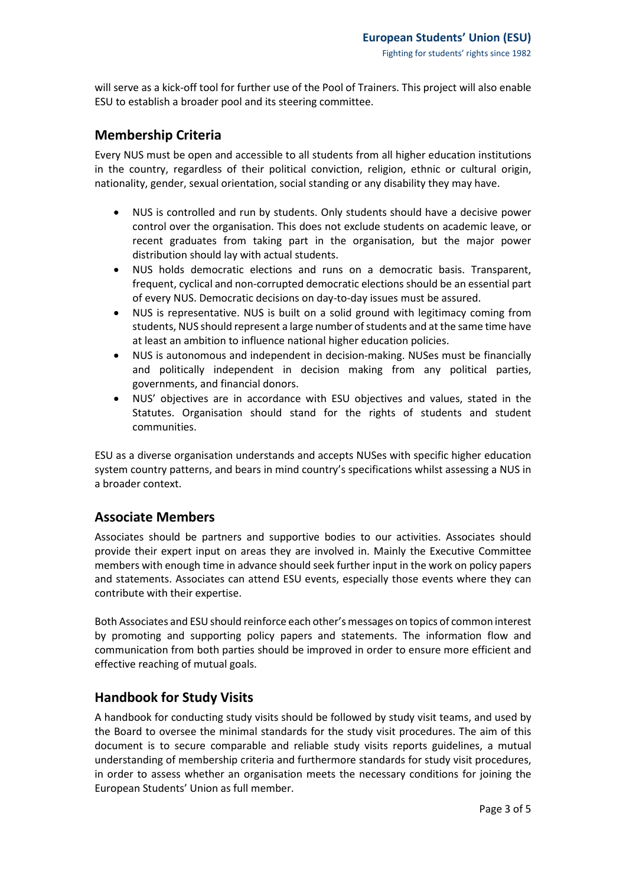will serve as a kick-off tool for further use of the Pool of Trainers. This project will also enable ESU to establish a broader pool and its steering committee.

## Membership Criteria

Every NUS must be open and accessible to all students from all higher education institutions in the country, regardless of their political conviction, religion, ethnic or cultural origin, nationality, gender, sexual orientation, social standing or any disability they may have.

- NUS is controlled and run by students. Only students should have a decisive power control over the organisation. This does not exclude students on academic leave, or recent graduates from taking part in the organisation, but the major power distribution should lay with actual students.
- NUS holds democratic elections and runs on a democratic basis. Transparent, frequent, cyclical and non-corrupted democratic elections should be an essential part of every NUS. Democratic decisions on day-to-day issues must be assured.
- NUS is representative. NUS is built on a solid ground with legitimacy coming from students, NUS should represent a large number of students and at the same time have at least an ambition to influence national higher education policies.
- NUS is autonomous and independent in decision-making. NUSes must be financially and politically independent in decision making from any political parties, governments, and financial donors.
- NUS' objectives are in accordance with ESU objectives and values, stated in the Statutes. Organisation should stand for the rights of students and student communities.

ESU as a diverse organisation understands and accepts NUSes with specific higher education system country patterns, and bears in mind country's specifications whilst assessing a NUS in a broader context.

## Associate Members

Associates should be partners and supportive bodies to our activities. Associates should provide their expert input on areas they are involved in. Mainly the Executive Committee members with enough time in advance should seek further input in the work on policy papers and statements. Associates can attend ESU events, especially those events where they can contribute with their expertise.

Both Associates and ESU should reinforce each other's messages on topics of common interest by promoting and supporting policy papers and statements. The information flow and communication from both parties should be improved in order to ensure more efficient and effective reaching of mutual goals.

## Handbook for Study Visits

A handbook for conducting study visits should be followed by study visit teams, and used by the Board to oversee the minimal standards for the study visit procedures. The aim of this document is to secure comparable and reliable study visits reports guidelines, a mutual understanding of membership criteria and furthermore standards for study visit procedures, in order to assess whether an organisation meets the necessary conditions for joining the European Students' Union as full member.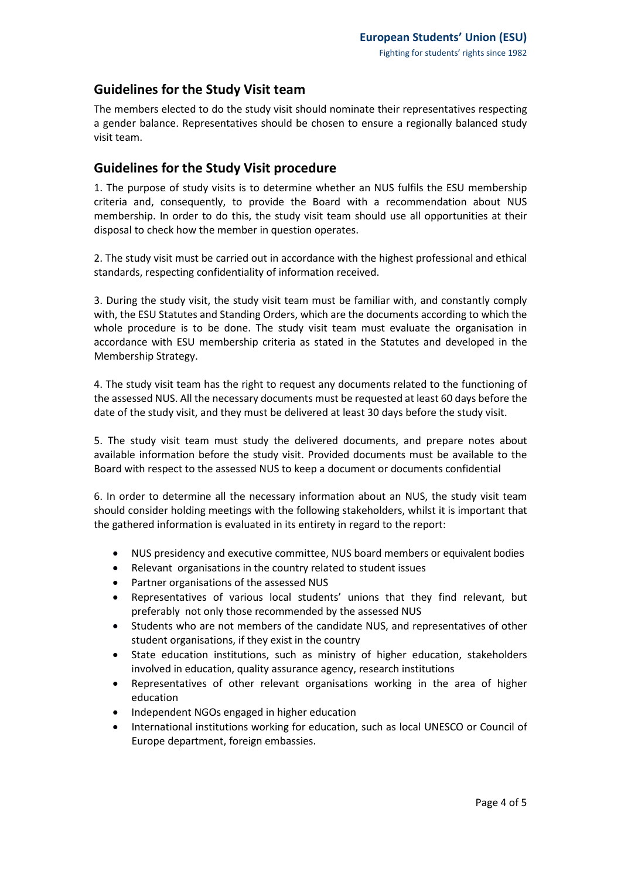## Guidelines for the Study Visit team

The members elected to do the study visit should nominate their representatives respecting a gender balance. Representatives should be chosen to ensure a regionally balanced study visit team.

## Guidelines for the Study Visit procedure

1. The purpose of study visits is to determine whether an NUS fulfils the ESU membership criteria and, consequently, to provide the Board with a recommendation about NUS membership. In order to do this, the study visit team should use all opportunities at their disposal to check how the member in question operates.

2. The study visit must be carried out in accordance with the highest professional and ethical standards, respecting confidentiality of information received.

3. During the study visit, the study visit team must be familiar with, and constantly comply with, the ESU Statutes and Standing Orders, which are the documents according to which the whole procedure is to be done. The study visit team must evaluate the organisation in accordance with ESU membership criteria as stated in the Statutes and developed in the Membership Strategy.

4. The study visit team has the right to request any documents related to the functioning of the assessed NUS. All the necessary documents must be requested at least 60 days before the date of the study visit, and they must be delivered at least 30 days before the study visit.

5. The study visit team must study the delivered documents, and prepare notes about available information before the study visit. Provided documents must be available to the Board with respect to the assessed NUS to keep a document or documents confidential

6. In order to determine all the necessary information about an NUS, the study visit team should consider holding meetings with the following stakeholders, whilst it is important that the gathered information is evaluated in its entirety in regard to the report:

- NUS presidency and executive committee, NUS board members or equivalent bodies
- Relevant organisations in the country related to student issues
- Partner organisations of the assessed NUS
- Representatives of various local students' unions that they find relevant, but preferably not only those recommended by the assessed NUS
- Students who are not members of the candidate NUS, and representatives of other student organisations, if they exist in the country
- State education institutions, such as ministry of higher education, stakeholders involved in education, quality assurance agency, research institutions
- Representatives of other relevant organisations working in the area of higher education
- Independent NGOs engaged in higher education
- International institutions working for education, such as local UNESCO or Council of Europe department, foreign embassies.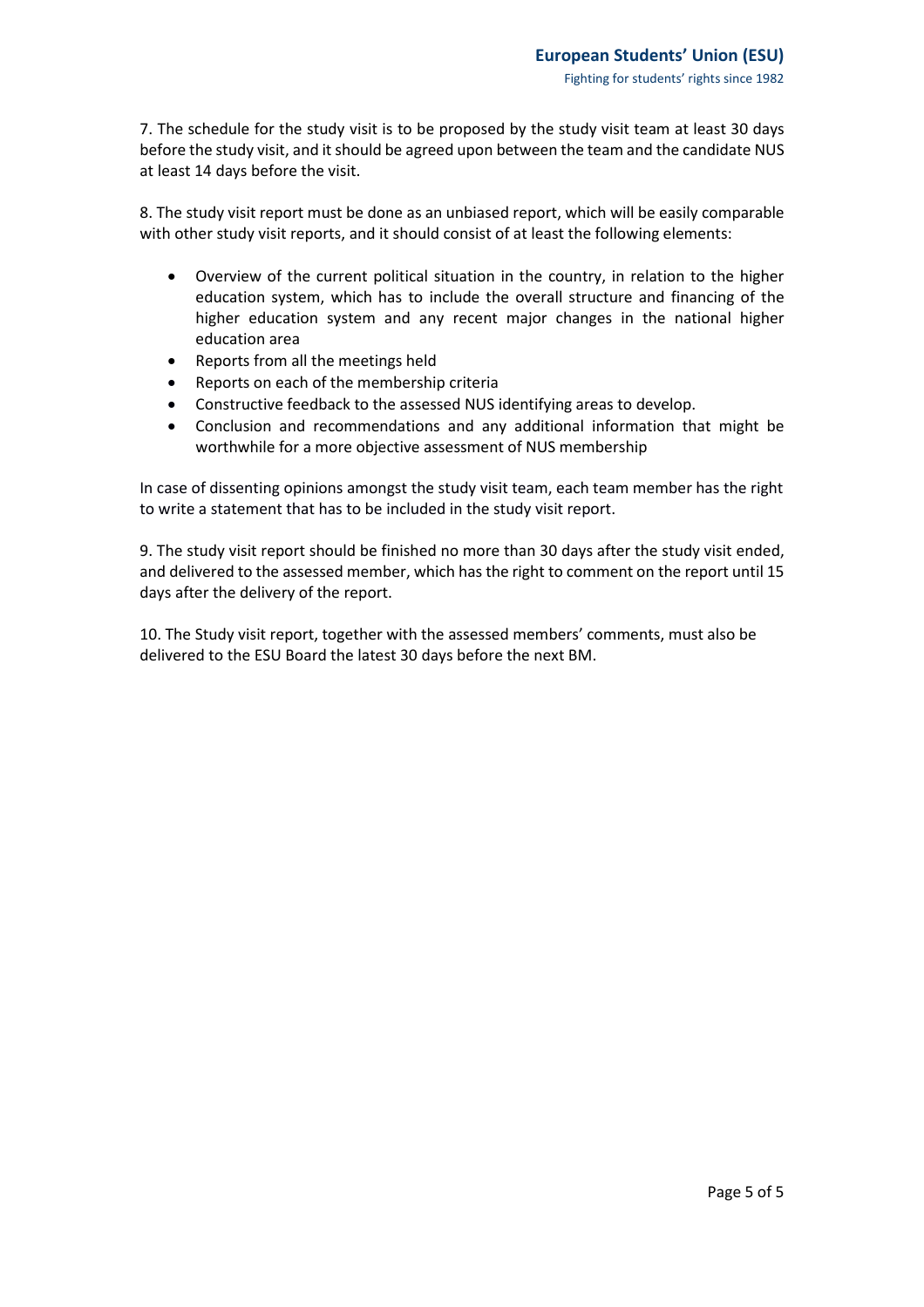7. The schedule for the study visit is to be proposed by the study visit team at least 30 days before the study visit, and it should be agreed upon between the team and the candidate NUS at least 14 days before the visit.

8. The study visit report must be done as an unbiased report, which will be easily comparable with other study visit reports, and it should consist of at least the following elements:

- Overview of the current political situation in the country, in relation to the higher education system, which has to include the overall structure and financing of the higher education system and any recent major changes in the national higher education area
- Reports from all the meetings held
- Reports on each of the membership criteria
- Constructive feedback to the assessed NUS identifying areas to develop.
- Conclusion and recommendations and any additional information that might be worthwhile for a more objective assessment of NUS membership

In case of dissenting opinions amongst the study visit team, each team member has the right to write a statement that has to be included in the study visit report.

9. The study visit report should be finished no more than 30 days after the study visit ended, and delivered to the assessed member, which has the right to comment on the report until 15 days after the delivery of the report.

10. The Study visit report, together with the assessed members' comments, must also be delivered to the ESU Board the latest 30 days before the next BM.